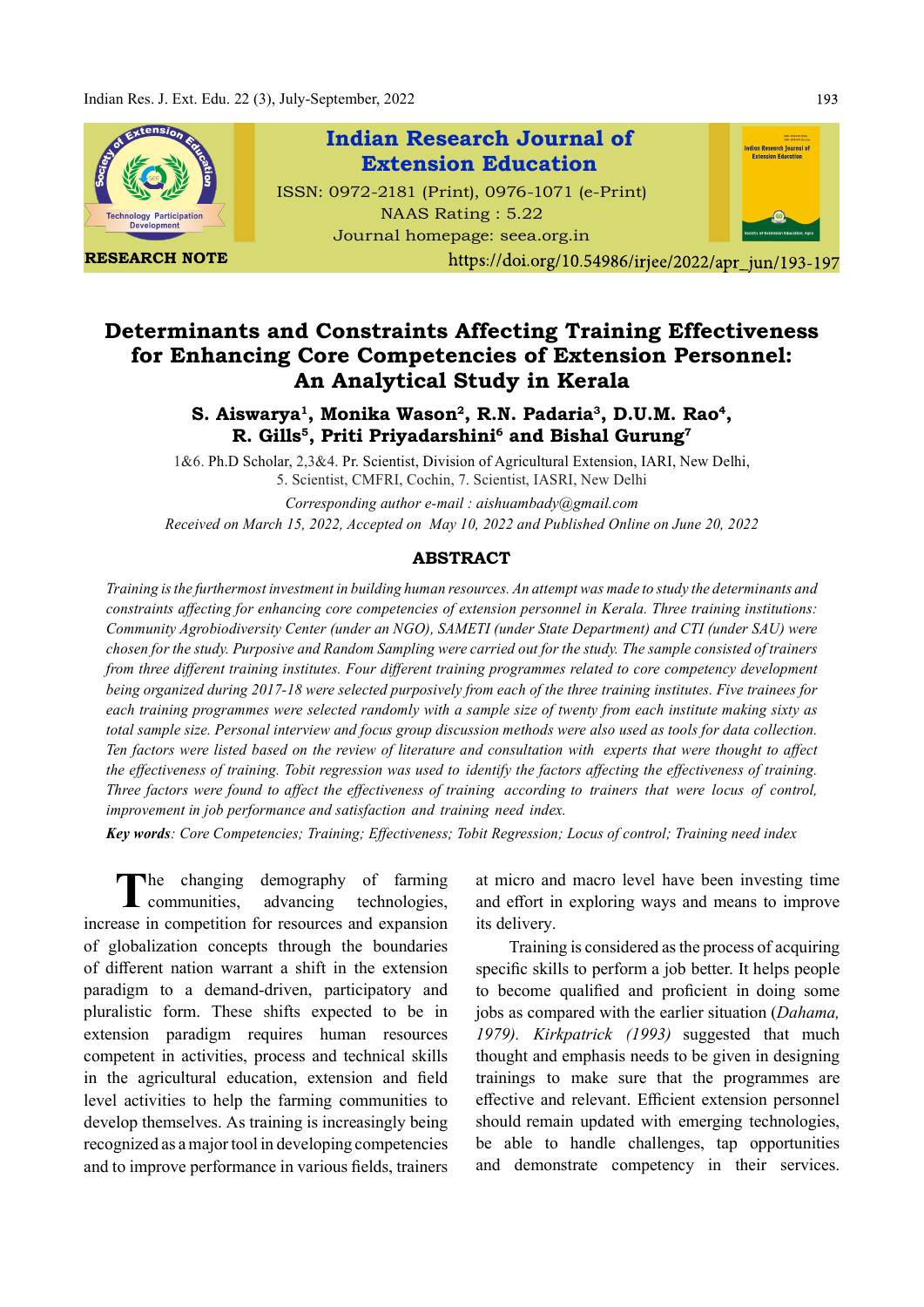RESEARCH NOTE

https://doi.org/10.54986/irjee/2022/apr_jun/193-197

# Determinants and Constraints Affecting Training Effectiveness for Enhancing Core Competencies of Extension Personnel: An Analytical Study in Kerala

**S. Aiswarya[1], Monika Wason[2], R.N. Padaria[3], D.U.M. Rao[4], R. Gills[5], Priti Priyadarshini[6] and Bishal Gurung[7]**

1&6. Ph.D Scholar, 2,3&4. Pr. Scientist, Division of Agricultural Extension, IARI, New Delhi, 5. Scientist, CMFRI, Cochin, 7. Scientist, IASRI, New Delhi

*Corresponding author e-mail : aishuambady@gmail.com*

*Received on March 15, 2022, Accepted on May 10, 2022 and Published Online on June 20, 2022*

## ABSTRACT

*Training is the furthermost investment in building human resources. An attempt was made to study the determinants and constraints affecting for enhancing core competencies of extension personnel in Kerala. Three training institutions: Community Agrobiodiversity Center (under an NGO), SAMETI (under State Department) and CTI (under SAU) were chosen for the study. Purposive and Random Sampling were carried out for the study. The sample consisted of trainers from three different training institutes. Four different training programmes related to core competency development being organized during 2017-18 were selected purposively from each of the three training institutes. Five trainees for each training programmes were selected randomly with a sample size of twenty from each institute making sixty as total sample size. Personal interview and focus group discussion methods were also used as tools for data collection. Ten factors were listed based on the review of literature and consultation with experts that were thought to affect the effectiveness of training. Tobit regression was used to identify the factors affecting the effectiveness of training. Three factors were found to affect the effectiveness of training according to trainers that were locus of control, improvement in job performance and satisfaction and training need index.*

***Key words**: Core Competencies; Training; Effectiveness; Tobit Regression; Locus of control; Training need index*

The changing demography of farming communities, advancing technologies, increase in competition for resources and expansion of globalization concepts through the boundaries of different nation warrant a shift in the extension paradigm to a demand-driven, participatory and pluralistic form. These shifts expected to be in extension paradigm requires human resources competent in activities, process and technical skills in the agricultural education, extension and field level activities to help the farming communities to develop themselves. As training is increasingly being recognized as a major tool in developing competencies and to improve performance in various fields, trainers at micro and macro level have been investing time and effort in exploring ways and means to improve its delivery.

Training is considered as the process of acquiring specific skills to perform a job better. It helps people to become qualified and proficient in doing some jobs as compared with the earlier situation (*Dahama, 1979*). *Kirkpatrick (1993)* suggested that much thought and emphasis needs to be given in designing trainings to make sure that the programmes are effective and relevant. Efficient extension personnel should remain updated with emerging technologies, be able to handle challenges, tap opportunities and demonstrate competency in their services.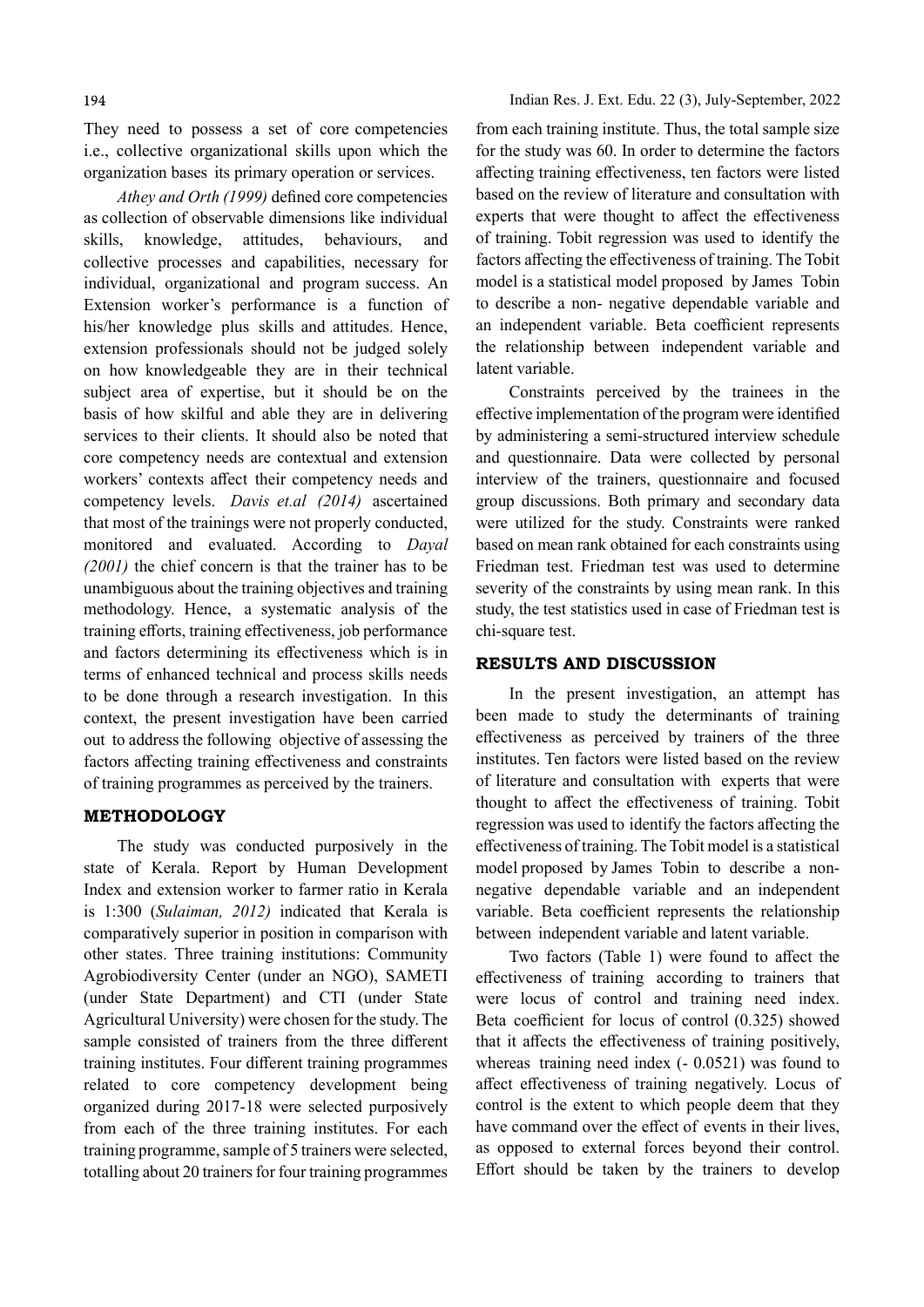They need to possess a set of core competencies i.e., collective organizational skills upon which the organization bases its primary operation or services.

*Athey and Orth (1999)* defined core competencies as collection of observable dimensions like individual skills, knowledge, attitudes, behaviours, and collective processes and capabilities, necessary for individual, organizational and program success. An Extension worker's performance is a function of his/her knowledge plus skills and attitudes. Hence, extension professionals should not be judged solely on how knowledgeable they are in their technical subject area of expertise, but it should be on the basis of how skilful and able they are in delivering services to their clients. It should also be noted that core competency needs are contextual and extension workers' contexts affect their competency needs and competency levels. *Davis et.al (2014)* ascertained that most of the trainings were not properly conducted, monitored and evaluated. According to *Dayal (2001)* the chief concern is that the trainer has to be unambiguous about the training objectives and training methodology. Hence, a systematic analysis of the training efforts, training effectiveness, job performance and factors determining its effectiveness which is in terms of enhanced technical and process skills needs to be done through a research investigation. In this context, the present investigation have been carried out to address the following objective of assessing the factors affecting training effectiveness and constraints of training programmes as perceived by the trainers.

## METHODOLOGY

The study was conducted purposively in the state of Kerala. Report by Human Development Index and extension worker to farmer ratio in Kerala is 1:300 (*Sulaiman, 2012)* indicated that Kerala is comparatively superior in position in comparison with other states. Three training institutions: Community Agrobiodiversity Center (under an NGO), SAMETI (under State Department) and CTI (under State Agricultural University) were chosen for the study. The sample consisted of trainers from the three different training institutes. Four different training programmes related to core competency development being organized during 2017-18 were selected purposively from each of the three training institutes. For each training programme, sample of 5 trainers were selected, totalling about 20 trainers for four training programmes from each training institute. Thus, the total sample size for the study was 60. In order to determine the factors affecting training effectiveness, ten factors were listed based on the review of literature and consultation with experts that were thought to affect the effectiveness of training. Tobit regression was used to identify the factors affecting the effectiveness of training. The Tobit model is a statistical model proposed by James Tobin to describe a non- negative dependable variable and an independent variable. Beta coefficient represents the relationship between independent variable and latent variable.

Constraints perceived by the trainees in the effective implementation of the program were identified by administering a semi-structured interview schedule and questionnaire. Data were collected by personal interview of the trainers, questionnaire and focused group discussions. Both primary and secondary data were utilized for the study. Constraints were ranked based on mean rank obtained for each constraints using Friedman test. Friedman test was used to determine severity of the constraints by using mean rank. In this study, the test statistics used in case of Friedman test is chi-square test.

## RESULTS AND DISCUSSION

In the present investigation, an attempt has been made to study the determinants of training effectiveness as perceived by trainers of the three institutes. Ten factors were listed based on the review of literature and consultation with experts that were thought to affect the effectiveness of training. Tobit regression was used to identify the factors affecting the effectiveness of training. The Tobit model is a statistical model proposed by James Tobin to describe a non-negative dependable variable and an independent variable. Beta coefficient represents the relationship between independent variable and latent variable.

Two factors (Table 1) were found to affect the effectiveness of training according to trainers that were locus of control and training need index. Beta coefficient for locus of control (0.325) showed that it affects the effectiveness of training positively, whereas training need index (- 0.0521) was found to affect effectiveness of training negatively. Locus of control is the extent to which people deem that they have command over the effect of events in their lives, as opposed to external forces beyond their control. Effort should be taken by the trainers to develop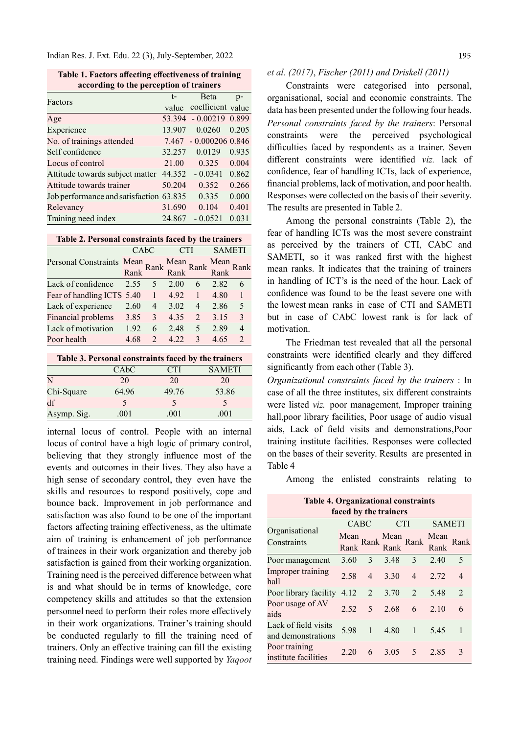**Table 1. Factors affecting effectiveness of training according to the perception of trainers**

| Factors | t-value | Beta coefficient | p-value |
|---|---|---|---|
| Age | 53.394 | - 0.00219 | 0.899 |
| Experience | 13.907 | 0.0260 | 0.205 |
| No. of trainings attended | 7.467 | - 0.000206 | 0.846 |
| Self confidence | 32.257 | 0.0129 | 0.935 |
| Locus of control | 21.00 | 0.325 | 0.004 |
| Attitude towards subject matter | 44.352 | - 0.0341 | 0.862 |
| Attitude towards trainer | 50.204 | 0.352 | 0.266 |
| Job performance and satisfaction | 63.835 | 0.335 | 0.000 |
| Relevancy | 31.690 | 0.104 | 0.401 |
| Training need index | 24.867 | - 0.0521 | 0.031 |

**Table 2. Personal constraints faced by the trainers**

| Personal Constraints | CAbC | | CTI | | SAMETI | |
|---|---|---|---|---|---|---|
| | Mean Rank | Rank | Mean Rank | Rank | Mean Rank | Rank |
| Lack of confidence | 2.55 | 5 | 2.00 | 6 | 2.82 | 6 |
| Fear of handling ICTS | 5.40 | 1 | 4.92 | 1 | 4.80 | 1 |
| Lack of experience | 2.60 | 4 | 3.02 | 4 | 2.86 | 5 |
| Financial problems | 3.85 | 3 | 4.35 | 2 | 3.15 | 3 |
| Lack of motivation | 1.92 | 6 | 2.48 | 5 | 2.89 | 4 |
| Poor health | 4.68 | 2 | 4.22 | 3 | 4.65 | 2 |

**Table 3. Personal constraints faced by the trainers**

| | CAbC | CTI | SAMETI |
|---|---|---|---|
| N | 20 | 20 | 20 |
| Chi-Square | 64.96 | 49.76 | 53.86 |
| df | 5 | 5 | 5 |
| Asymp. Sig. | .001 | .001 | .001 |

internal locus of control. People with an internal locus of control have a high logic of primary control, believing that they strongly influence most of the events and outcomes in their lives. They also have a high sense of secondary control, they even have the skills and resources to respond positively, cope and bounce back. Improvement in job performance and satisfaction was also found to be one of the important factors affecting training effectiveness, as the ultimate aim of training is enhancement of job performance of trainees in their work organization and thereby job satisfaction is gained from their working organization. Training need is the perceived difference between what is and what should be in terms of knowledge, core competency skills and attitudes so that the extension personnel need to perform their roles more effectively in their work organizations. Trainer's training should be conducted regularly to fill the training need of trainers. Only an effective training can fill the existing training need. Findings were well supported by *Yaqoot et al. (2017)*, *Fischer (2011) and Driskell (2011)*

Constraints were categorised into personal, organisational, social and economic constraints. The data has been presented under the following four heads.

*Personal constraints faced by the trainers*: Personal constraints were the perceived psychological difficulties faced by respondents as a trainer. Seven different constraints were identified *viz.* lack of confidence, fear of handling ICTs, lack of experience, financial problems, lack of motivation, and poor health. Responses were collected on the basis of their severity. The results are presented in Table 2.

Among the personal constraints (Table 2), the fear of handling ICTs was the most severe constraint as perceived by the trainers of CTI, CAbC and SAMETI, so it was ranked first with the highest mean ranks. It indicates that the training of trainers in handling of ICT's is the need of the hour. Lack of confidence was found to be the least severe one with the lowest mean ranks in case of CTI and SAMETI but in case of CAbC lowest rank is for lack of motivation.

The Friedman test revealed that all the personal constraints were identified clearly and they differed significantly from each other (Table 3).

*Organizational constraints faced by the trainers* : In case of all the three institutes, six different constraints were listed *viz.* poor management, Improper training hall,poor library facilities, Poor usage of audio visual aids, Lack of field visits and demonstrations,Poor training institute facilities. Responses were collected on the bases of their severity. Results are presented in Table 4

Among the enlisted constraints relating to

**Table 4. Organizational constraints faced by the trainers**

| Organisational Constraints | CABC | | CTI | | SAMETI | |
|---|---|---|---|---|---|---|
| | Mean Rank | Rank | Mean Rank | Rank | Mean Rank | Rank |
| Poor management | 3.60 | 3 | 3.48 | 3 | 2.40 | 5 |
| Improper training hall | 2.58 | 4 | 3.30 | 4 | 2.72 | 4 |
| Poor library facility | 4.12 | 2 | 3.70 | 2 | 5.48 | 2 |
| Poor usage of AV aids | 2.52 | 5 | 2.68 | 6 | 2.10 | 6 |
| Lack of field visits and demonstrations | 5.98 | 1 | 4.80 | 1 | 5.45 | 1 |
| Poor training institute facilities | 2.20 | 6 | 3.05 | 5 | 2.85 | 3 |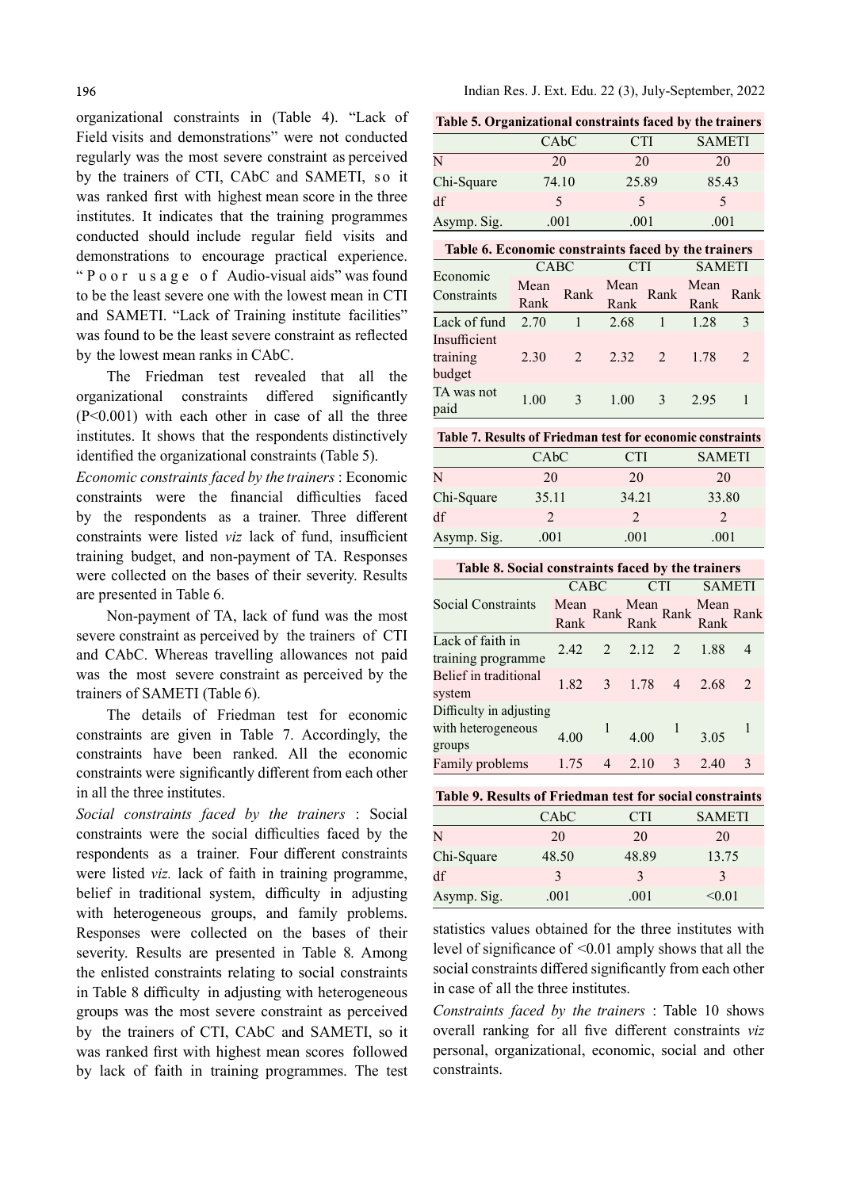organizational constraints in (Table 4). "Lack of Field visits and demonstrations" were not conducted regularly was the most severe constraint as perceived by the trainers of CTI, CAbC and SAMETI, so it was ranked first with highest mean score in the three institutes. It indicates that the training programmes conducted should include regular field visits and demonstrations to encourage practical experience. "Poor usage of Audio-visual aids" was found to be the least severe one with the lowest mean in CTI and SAMETI. "Lack of Training institute facilities" was found to be the least severe constraint as reflected by the lowest mean ranks in CAbC.

The Friedman test revealed that all the organizational constraints differed significantly (P<0.001) with each other in case of all the three institutes. It shows that the respondents distinctively identified the organizational constraints (Table 5).

*Economic constraints faced by the trainers* : Economic constraints were the financial difficulties faced by the respondents as a trainer. Three different constraints were listed *viz* lack of fund, insufficient training budget, and non-payment of TA. Responses were collected on the bases of their severity. Results are presented in Table 6.

Non-payment of TA, lack of fund was the most severe constraint as perceived by the trainers of CTI and CAbC. Whereas travelling allowances not paid was the most severe constraint as perceived by the trainers of SAMETI (Table 6).

The details of Friedman test for economic constraints are given in Table 7. Accordingly, the constraints have been ranked. All the economic constraints were significantly different from each other in all the three institutes.

*Social constraints faced by the trainers* : Social constraints were the social difficulties faced by the respondents as a trainer. Four different constraints were listed *viz.* lack of faith in training programme, belief in traditional system, difficulty in adjusting with heterogeneous groups, and family problems. Responses were collected on the bases of their severity. Results are presented in Table 8. Among the enlisted constraints relating to social constraints in Table 8 difficulty in adjusting with heterogeneous groups was the most severe constraint as perceived by the trainers of CTI, CAbC and SAMETI, so it was ranked first with highest mean scores followed by lack of faith in training programmes. The test statistics values obtained for the three institutes with level of significance of <0.01 amply shows that all the social constraints differed significantly from each other in case of all the three institutes.

*Constraints faced by the trainers* : Table 10 shows overall ranking for all five different constraints *viz* personal, organizational, economic, social and other constraints.

**Table 5. Organizational constraints faced by the trainers**

| | CAbC | CTI | SAMETI |
|---|---|---|---|
| N | 20 | 20 | 20 |
| Chi-Square | 74.10 | 25.89 | 85.43 |
| df | 5 | 5 | 5 |
| Asymp. Sig. | .001 | .001 | .001 |

**Table 6. Economic constraints faced by the trainers**

| Economic Constraints | CABC | | CTI | | SAMETI | |
|---|---|---|---|---|---|---|
| | Mean Rank | Rank | Mean Rank | Rank | Mean Rank | Rank |
| Lack of fund | 2.70 | 1 | 2.68 | 1 | 1.28 | 3 |
| Insufficient training budget | 2.30 | 2 | 2.32 | 2 | 1.78 | 2 |
| TA was not paid | 1.00 | 3 | 1.00 | 3 | 2.95 | 1 |

**Table 7. Results of Friedman test for economic constraints**

| | CAbC | CTI | SAMETI |
|---|---|---|---|
| N | 20 | 20 | 20 |
| Chi-Square | 35.11 | 34.21 | 33.80 |
| df | 2 | 2 | 2 |
| Asymp. Sig. | .001 | .001 | .001 |

**Table 8. Social constraints faced by the trainers**

| Social Constraints | CABC | | CTI | | SAMETI | |
|---|---|---|---|---|---|---|
| | Mean Rank | Rank | Mean Rank | Rank | Mean Rank | Rank |
| Lack of faith in training programme | 2.42 | 2 | 2.12 | 2 | 1.88 | 4 |
| Belief in traditional system | 1.82 | 3 | 1.78 | 4 | 2.68 | 2 |
| Difficulty in adjusting with heterogeneous groups | 4.00 | 1 | 4.00 | 1 | 3.05 | 1 |
| Family problems | 1.75 | 4 | 2.10 | 3 | 2.40 | 3 |

**Table 9. Results of Friedman test for social constraints**

| | CAbC | CTI | SAMETI |
|---|---|---|---|
| N | 20 | 20 | 20 |
| Chi-Square | 48.50 | 48.89 | 13.75 |
| df | 3 | 3 | 3 |
| Asymp. Sig. | .001 | .001 | <0.01 |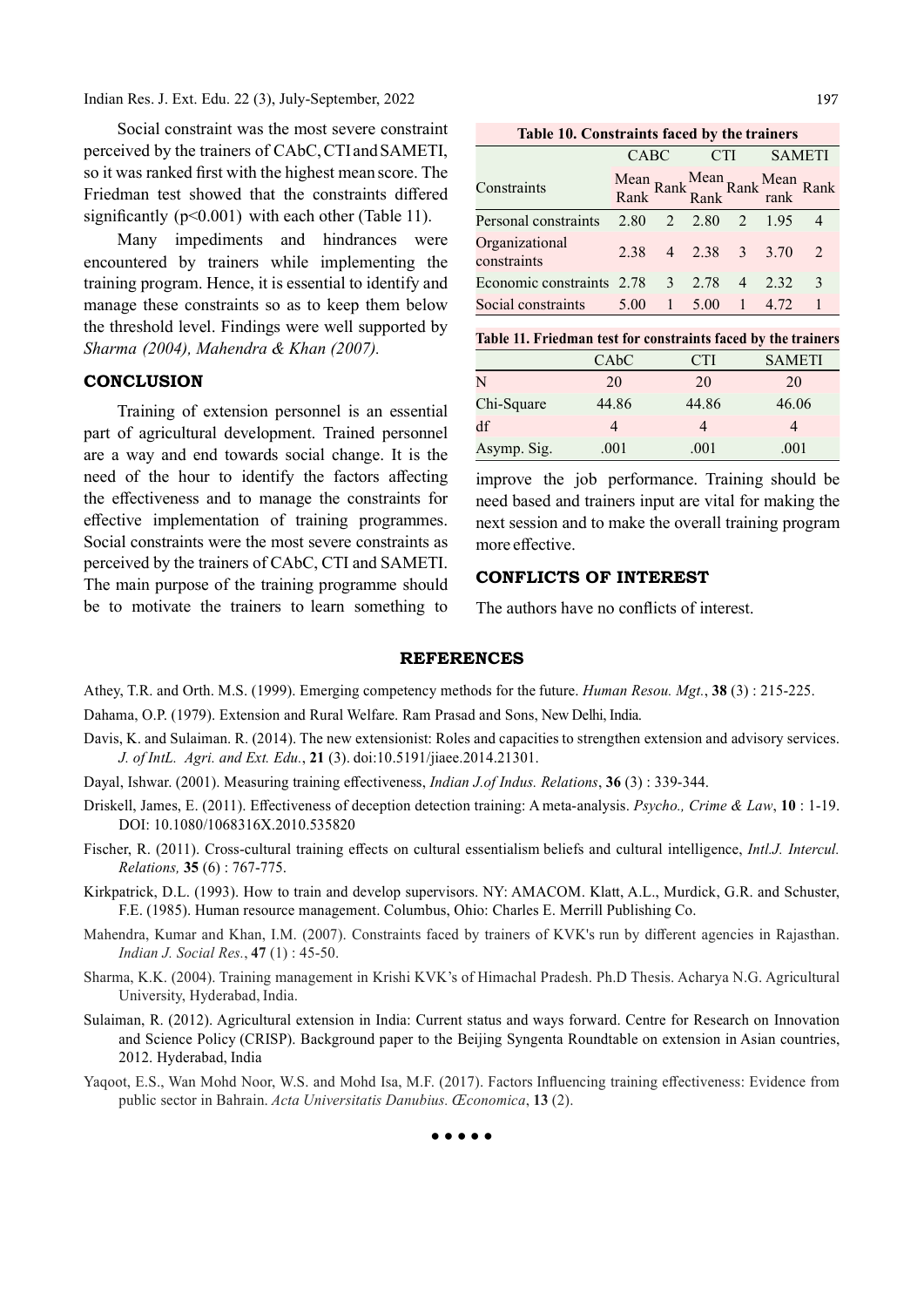Social constraint was the most severe constraint perceived by the trainers of CAbC, CTI and SAMETI, so it was ranked first with the highest mean score. The Friedman test showed that the constraints differed significantly ($p<0.001$) with each other (Table 11).

Many impediments and hindrances were encountered by trainers while implementing the training program. Hence, it is essential to identify and manage these constraints so as to keep them below the threshold level. Findings were well supported by *Sharma (2004), Mahendra & Khan (2007).*

**Table 10. Constraints faced by the trainers**

| Constraints | CABC | | CTI | | SAMETI | |
|---|---|---|---|---|---|---|
| | Mean Rank | Rank | Mean Rank | Rank | Mean rank | Rank |
| Personal constraints | 2.80 | 2 | 2.80 | 2 | 1.95 | 4 |
| Organizational constraints | 2.38 | 4 | 2.38 | 3 | 3.70 | 2 |
| Economic constraints | 2.78 | 3 | 2.78 | 4 | 2.32 | 3 |
| Social constraints | 5.00 | 1 | 5.00 | 1 | 4.72 | 1 |

**Table 11. Friedman test for constraints faced by the trainers**

| | CAbC | CTI | SAMETI |
|---|---|---|---|
| N | 20 | 20 | 20 |
| Chi-Square | 44.86 | 44.86 | 46.06 |
| df | 4 | 4 | 4 |
| Asymp. Sig. | .001 | .001 | .001 |

## CONCLUSION

Training of extension personnel is an essential part of agricultural development. Trained personnel are a way and end towards social change. It is the need of the hour to identify the factors affecting the effectiveness and to manage the constraints for effective implementation of training programmes. Social constraints were the most severe constraints as perceived by the trainers of CAbC, CTI and SAMETI. The main purpose of the training programme should be to motivate the trainers to learn something to improve the job performance. Training should be need based and trainers input are vital for making the next session and to make the overall training program more effective.

## CONFLICTS OF INTEREST

The authors have no conflicts of interest.

## REFERENCES

Athey, T.R. and Orth. M.S. (1999). Emerging competency methods for the future. *Human Resou. Mgt.*, **38** (3) : 215-225.

Dahama, O.P. (1979). Extension and Rural Welfare. Ram Prasad and Sons, New Delhi, India.

Davis, K. and Sulaiman. R. (2014). The new extensionist: Roles and capacities to strengthen extension and advisory services. *J. of IntL. Agri. and Ext. Edu.*, **21** (3). doi:10.5191/jiaee.2014.21301.

Dayal, Ishwar. (2001). Measuring training effectiveness, *Indian J.of Indus. Relations*, **36** (3) : 339-344.

Driskell, James, E. (2011). Effectiveness of deception detection training: A meta-analysis. *Psycho., Crime & Law*, **10** : 1-19. DOI: 10.1080/1068316X.2010.535820

Fischer, R. (2011). Cross-cultural training effects on cultural essentialism beliefs and cultural intelligence, *Intl.J. Intercul. Relations,* **35** (6) : 767-775.

Kirkpatrick, D.L. (1993). How to train and develop supervisors. NY: AMACOM. Klatt, A.L., Murdick, G.R. and Schuster, F.E. (1985). Human resource management. Columbus, Ohio: Charles E. Merrill Publishing Co.

Mahendra, Kumar and Khan, I.M. (2007). Constraints faced by trainers of KVK's run by different agencies in Rajasthan. *Indian J. Social Res.*, **47** (1) : 45-50.

Sharma, K.K. (2004). Training management in Krishi KVK's of Himachal Pradesh. Ph.D Thesis. Acharya N.G. Agricultural University, Hyderabad, India.

Sulaiman, R. (2012). Agricultural extension in India: Current status and ways forward. Centre for Research on Innovation and Science Policy (CRISP). Background paper to the Beijing Syngenta Roundtable on extension in Asian countries, 2012. Hyderabad, India

Yaqoot, E.S., Wan Mohd Noor, W.S. and Mohd Isa, M.F. (2017). Factors Influencing training effectiveness: Evidence from public sector in Bahrain. *Acta Universitatis Danubius. Œconomica*, **13** (2).

• • • • •